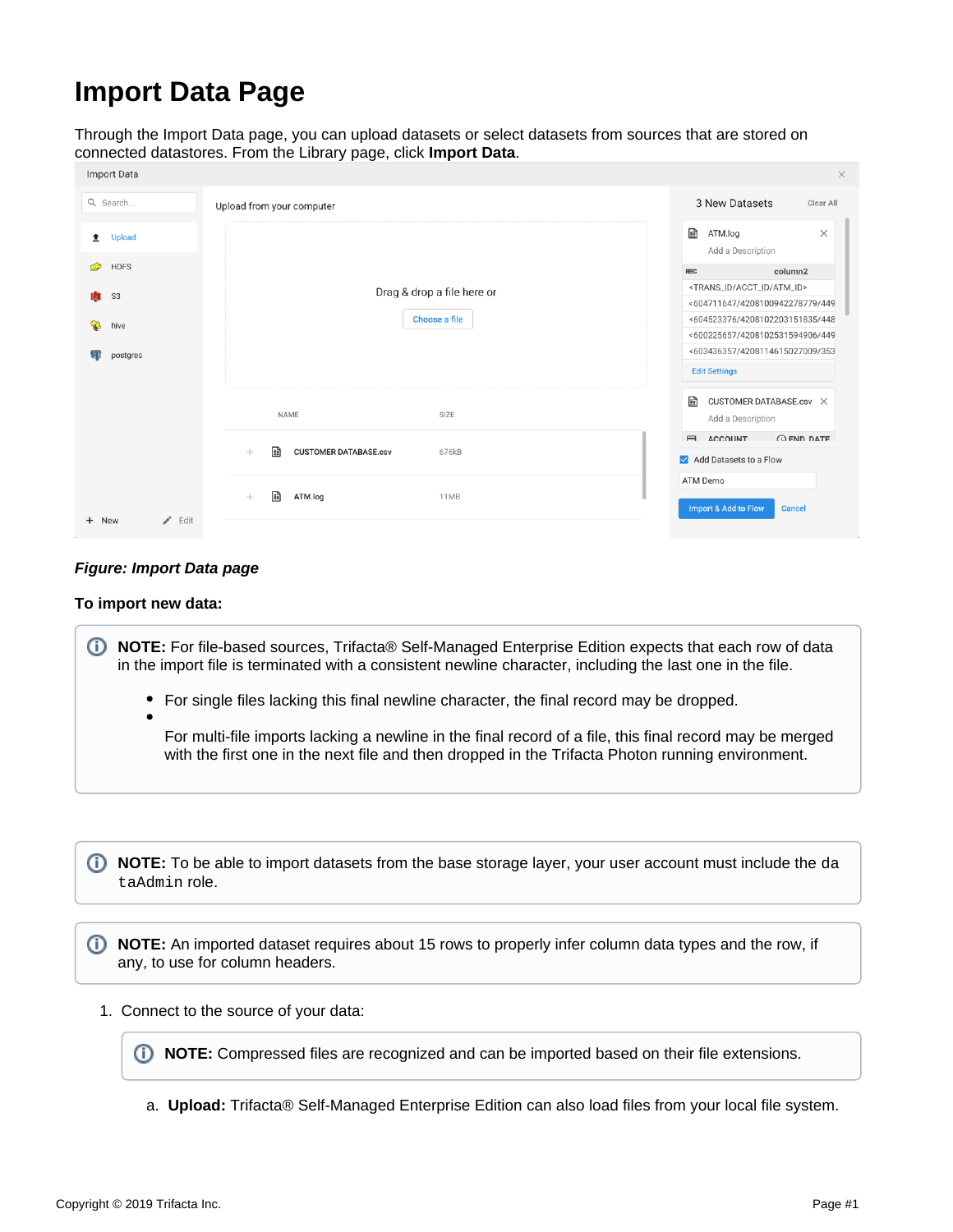# Import Data Page

Through the Import Data page, you can upload datasets or select datasets from sources that are stored on connected datastores. From the Library page, click **Import Data**.

***Figure: Import Data page***

**To import new data:**

> **NOTE:** For file-based sources, Trifacta® Self-Managed Enterprise Edition expects that each row of data in the import file is terminated with a consistent newline character, including the last one in the file.
>
> - For single files lacking this final newline character, the final record may be dropped.
> - For multi-file imports lacking a newline in the final record of a file, this final record may be merged with the first one in the next file and then dropped in the Trifacta Photon running environment.

> **NOTE:** To be able to import datasets from the base storage layer, your user account must include the `dataAdmin` role.

> **NOTE:** An imported dataset requires about 15 rows to properly infer column data types and the row, if any, to use for column headers.

1. Connect to the source of your data:

   > **NOTE:** Compressed files are recognized and can be imported based on their file extensions.

   a. **Upload:** Trifacta® Self-Managed Enterprise Edition can also load files from your local file system.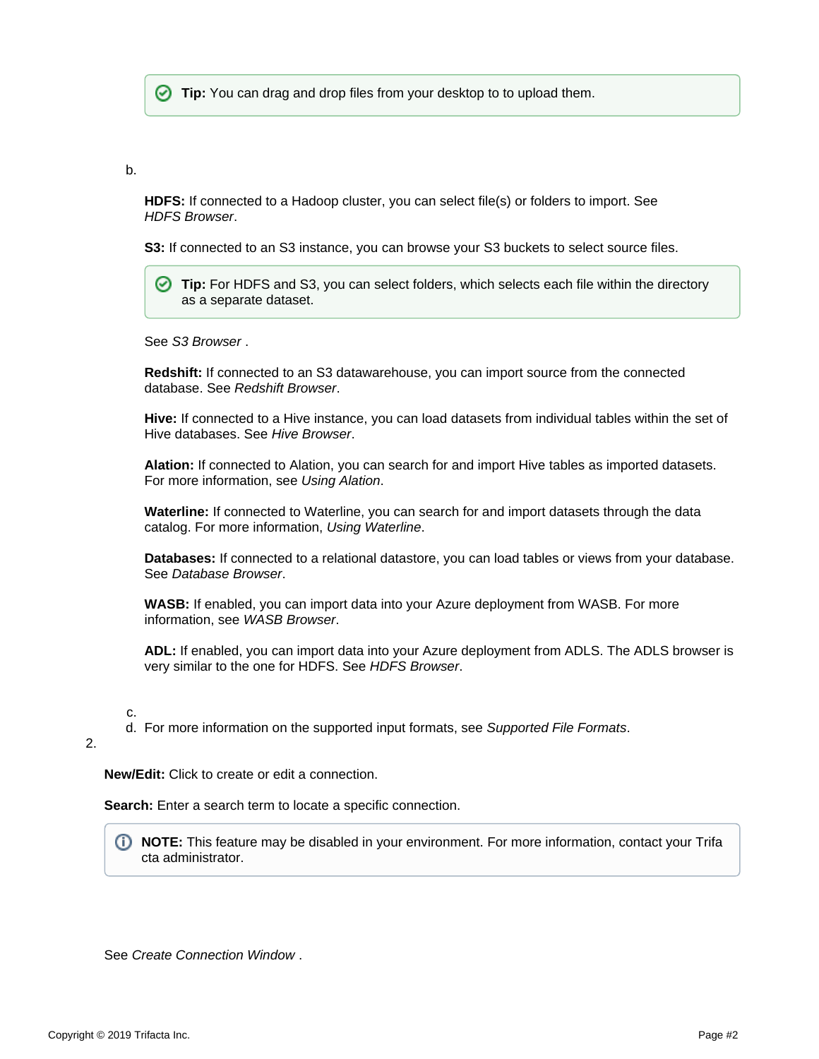> **Tip:** You can drag and drop files from your desktop to to upload them.

b.

**HDFS:** If connected to a Hadoop cluster, you can select file(s) or folders to import. See *HDFS Browser*.

**S3:** If connected to an S3 instance, you can browse your S3 buckets to select source files.

> **Tip:** For HDFS and S3, you can select folders, which selects each file within the directory as a separate dataset.

See *S3 Browser* .

**Redshift:** If connected to an S3 datawarehouse, you can import source from the connected database. See *Redshift Browser*.

**Hive:** If connected to a Hive instance, you can load datasets from individual tables within the set of Hive databases. See *Hive Browser*.

**Alation:** If connected to Alation, you can search for and import Hive tables as imported datasets. For more information, see *Using Alation*.

**Waterline:** If connected to Waterline, you can search for and import datasets through the data catalog. For more information, *Using Waterline*.

**Databases:** If connected to a relational datastore, you can load tables or views from your database. See *Database Browser*.

**WASB:** If enabled, you can import data into your Azure deployment from WASB. For more information, see *WASB Browser*.

**ADL:** If enabled, you can import data into your Azure deployment from ADLS. The ADLS browser is very similar to the one for HDFS. See *HDFS Browser*.

c.

d. For more information on the supported input formats, see *Supported File Formats*.

2.

**New/Edit:** Click to create or edit a connection.

**Search:** Enter a search term to locate a specific connection.

> **NOTE:** This feature may be disabled in your environment. For more information, contact your Trifacta administrator.

See *Create Connection Window* .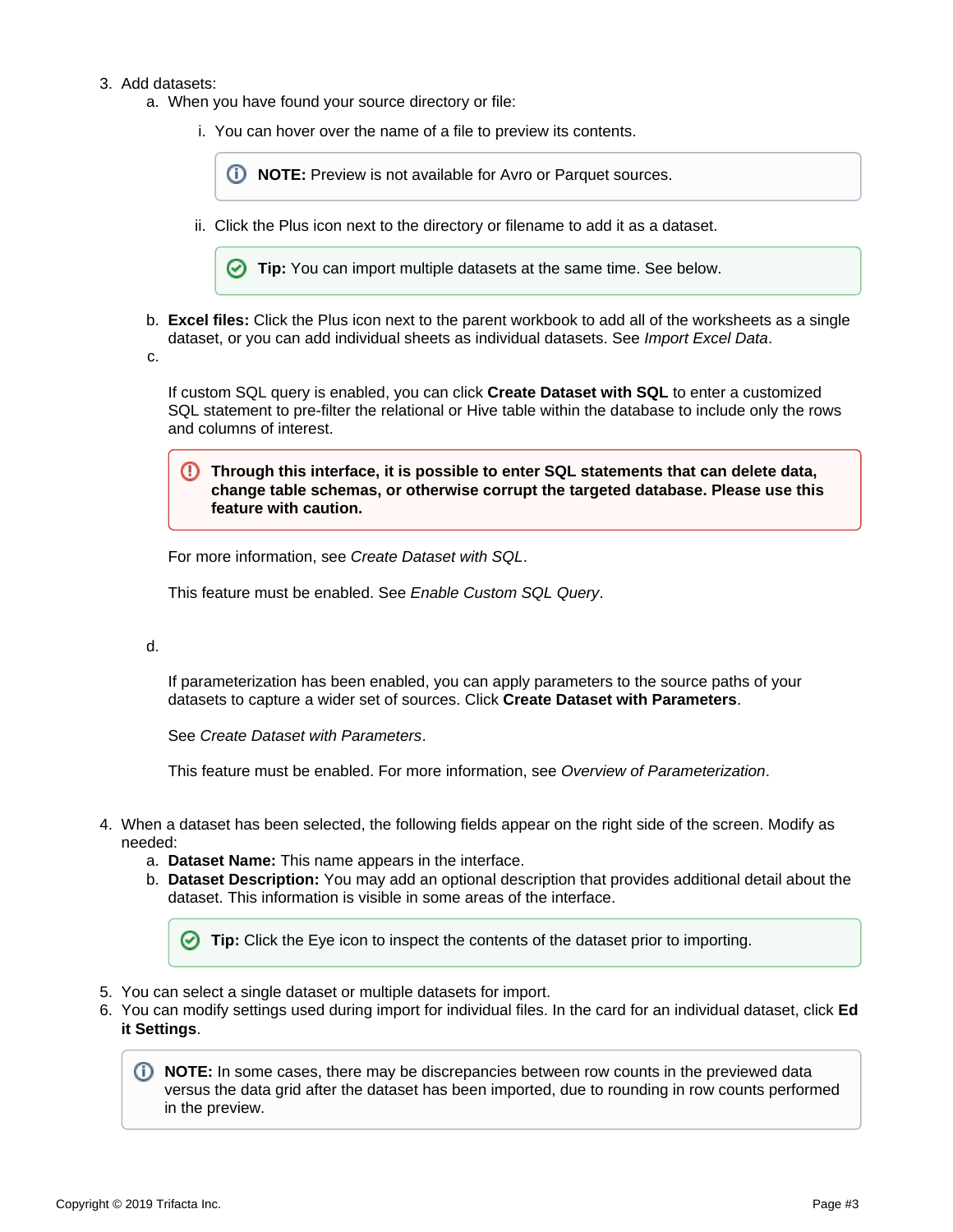3. Add datasets:
   a. When you have found your source directory or file:
      i. You can hover over the name of a file to preview its contents.

         > **NOTE:** Preview is not available for Avro or Parquet sources.

      ii. Click the Plus icon next to the directory or filename to add it as a dataset.

         > **Tip:** You can import multiple datasets at the same time. See below.

   b. **Excel files:** Click the Plus icon next to the parent workbook to add all of the worksheets as a single dataset, or you can add individual sheets as individual datasets. See *Import Excel Data*.
   c. 

      If custom SQL query is enabled, you can click **Create Dataset with SQL** to enter a customized SQL statement to pre-filter the relational or Hive table within the database to include only the rows and columns of interest.

      > **Through this interface, it is possible to enter SQL statements that can delete data, change table schemas, or otherwise corrupt the targeted database. Please use this feature with caution.**

      For more information, see *Create Dataset with SQL*.

      This feature must be enabled. See *Enable Custom SQL Query*.

   d. 

      If parameterization has been enabled, you can apply parameters to the source paths of your datasets to capture a wider set of sources. Click **Create Dataset with Parameters**.

      See *Create Dataset with Parameters*.

      This feature must be enabled. For more information, see *Overview of Parameterization*.

4. When a dataset has been selected, the following fields appear on the right side of the screen. Modify as needed:
   a. **Dataset Name:** This name appears in the interface.
   b. **Dataset Description:** You may add an optional description that provides additional detail about the dataset. This information is visible in some areas of the interface.

      > **Tip:** Click the Eye icon to inspect the contents of the dataset prior to importing.

5. You can select a single dataset or multiple datasets for import.
6. You can modify settings used during import for individual files. In the card for an individual dataset, click **Edit Settings**.

   > **NOTE:** In some cases, there may be discrepancies between row counts in the previewed data versus the data grid after the dataset has been imported, due to rounding in row counts performed in the preview.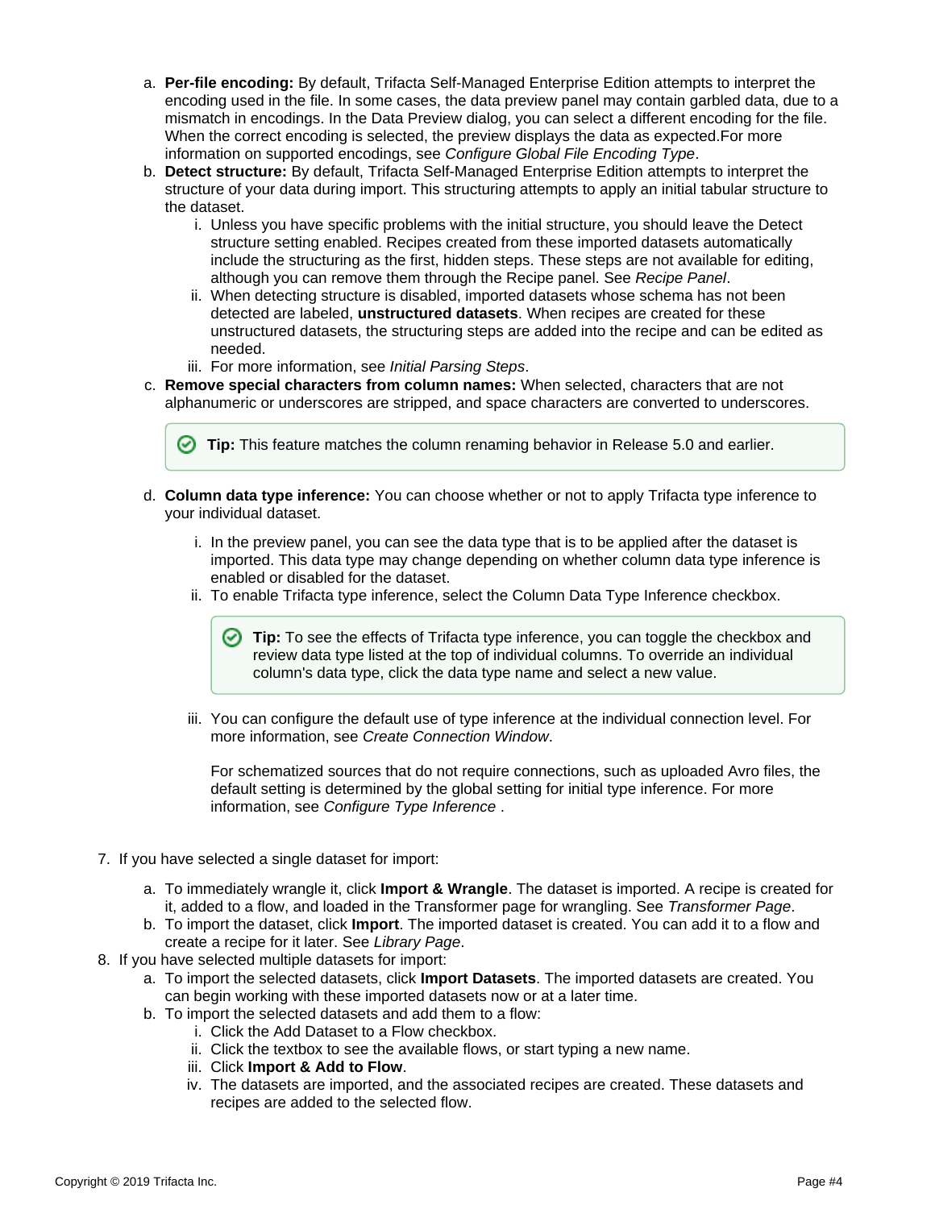a. **Per-file encoding:** By default, Trifacta Self-Managed Enterprise Edition attempts to interpret the encoding used in the file. In some cases, the data preview panel may contain garbled data, due to a mismatch in encodings. In the Data Preview dialog, you can select a different encoding for the file. When the correct encoding is selected, the preview displays the data as expected.For more information on supported encodings, see *Configure Global File Encoding Type*.

b. **Detect structure:** By default, Trifacta Self-Managed Enterprise Edition attempts to interpret the structure of your data during import. This structuring attempts to apply an initial tabular structure to the dataset.

   i. Unless you have specific problems with the initial structure, you should leave the Detect structure setting enabled. Recipes created from these imported datasets automatically include the structuring as the first, hidden steps. These steps are not available for editing, although you can remove them through the Recipe panel. See *Recipe Panel*.

   ii. When detecting structure is disabled, imported datasets whose schema has not been detected are labeled, **unstructured datasets**. When recipes are created for these unstructured datasets, the structuring steps are added into the recipe and can be edited as needed.

   iii. For more information, see *Initial Parsing Steps*.

c. **Remove special characters from column names:** When selected, characters that are not alphanumeric or underscores are stripped, and space characters are converted to underscores.

   > **Tip:** This feature matches the column renaming behavior in Release 5.0 and earlier.

d. **Column data type inference:** You can choose whether or not to apply Trifacta type inference to your individual dataset.

   i. In the preview panel, you can see the data type that is to be applied after the dataset is imported. This data type may change depending on whether column data type inference is enabled or disabled for the dataset.

   ii. To enable Trifacta type inference, select the Column Data Type Inference checkbox.

   > **Tip:** To see the effects of Trifacta type inference, you can toggle the checkbox and review data type listed at the top of individual columns. To override an individual column's data type, click the data type name and select a new value.

   iii. You can configure the default use of type inference at the individual connection level. For more information, see *Create Connection Window*.

   For schematized sources that do not require connections, such as uploaded Avro files, the default setting is determined by the global setting for initial type inference. For more information, see *Configure Type Inference* .

7. If you have selected a single dataset for import:

   a. To immediately wrangle it, click **Import & Wrangle**. The dataset is imported. A recipe is created for it, added to a flow, and loaded in the Transformer page for wrangling. See *Transformer Page*.

   b. To import the dataset, click **Import**. The imported dataset is created. You can add it to a flow and create a recipe for it later. See *Library Page*.

8. If you have selected multiple datasets for import:

   a. To import the selected datasets, click **Import Datasets**. The imported datasets are created. You can begin working with these imported datasets now or at a later time.

   b. To import the selected datasets and add them to a flow:

      i. Click the Add Dataset to a Flow checkbox.

      ii. Click the textbox to see the available flows, or start typing a new name.

      iii. Click **Import & Add to Flow**.

      iv. The datasets are imported, and the associated recipes are created. These datasets and recipes are added to the selected flow.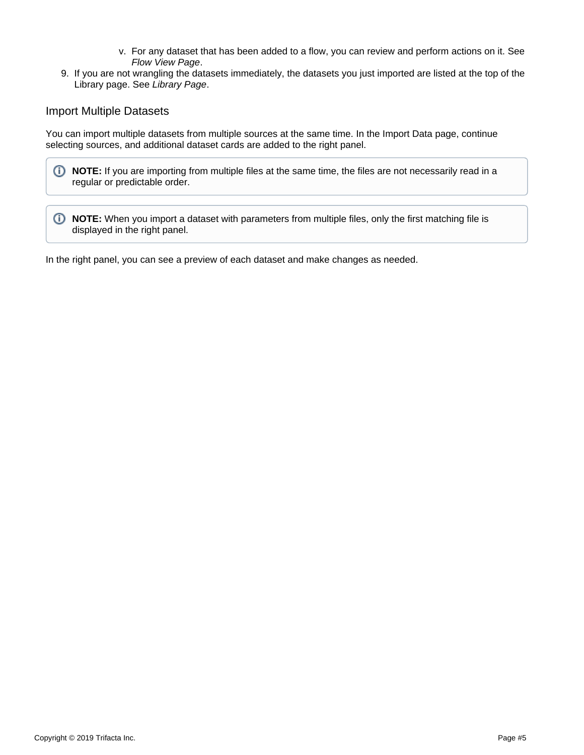v. For any dataset that has been added to a flow, you can review and perform actions on it. See *Flow View Page*.

9. If you are not wrangling the datasets immediately, the datasets you just imported are listed at the top of the Library page. See *Library Page*.

## Import Multiple Datasets

You can import multiple datasets from multiple sources at the same time. In the Import Data page, continue selecting sources, and additional dataset cards are added to the right panel.

> **NOTE:** If you are importing from multiple files at the same time, the files are not necessarily read in a regular or predictable order.

> **NOTE:** When you import a dataset with parameters from multiple files, only the first matching file is displayed in the right panel.

In the right panel, you can see a preview of each dataset and make changes as needed.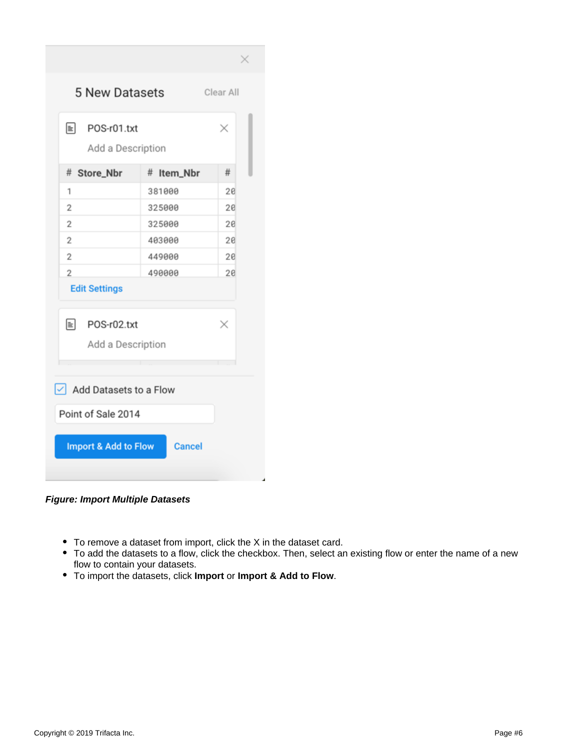*Figure: Import Multiple Datasets*

- To remove a dataset from import, click the X in the dataset card.
- To add the datasets to a flow, click the checkbox. Then, select an existing flow or enter the name of a new flow to contain your datasets.
- To import the datasets, click **Import** or **Import & Add to Flow**.